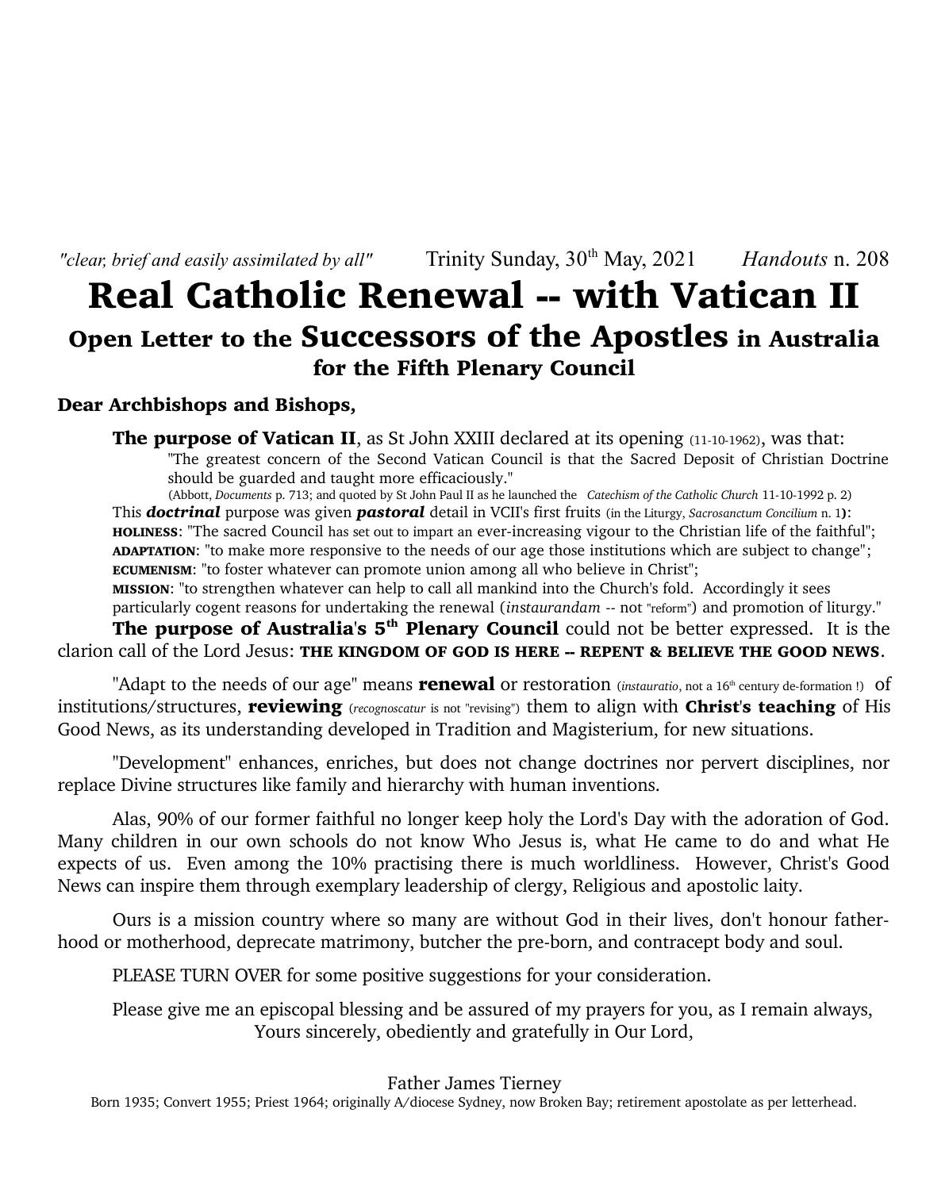*"clear, brief and easily assimilated by all"* Trinity Sunday, 30th May, 2021 *Handouts* n. 208

# Real Catholic Renewal -- with Vatican II

## Open Letter to the Successors of the Apostles in Australia for the Fifth Plenary Council

**Dear Archbishops and Bishops,**

**The purpose of Vatican II**, as St John XXIII declared at its opening (11-10-1962), was that:

> "The greatest concern of the Second Vatican Council is that the Sacred Deposit of Christian Doctrine should be guarded and taught more efficaciously."
>
> (Abbott, *Documents* p. 713; and quoted by St John Paul II as he launched the *Catechism of the Catholic Church* 11-10-1992 p. 2)

This ***doctrinal*** purpose was given ***pastoral*** detail in VCII's first fruits (in the Liturgy, *Sacrosanctum Concilium* n. 1**):**

**HOLINESS**: "The sacred Council has set out to impart an ever-increasing vigour to the Christian life of the faithful";
**ADAPTATION**: "to make more responsive to the needs of our age those institutions which are subject to change";
**ECUMENISM**: "to foster whatever can promote union among all who believe in Christ";
**MISSION**: "to strengthen whatever can help to call all mankind into the Church's fold. Accordingly it sees particularly cogent reasons for undertaking the renewal (*instaurandam* -- not "reform") and promotion of liturgy."

**The purpose of Australia's 5th Plenary Council** could not be better expressed. It is the clarion call of the Lord Jesus: **THE KINGDOM OF GOD IS HERE -- REPENT & BELIEVE THE GOOD NEWS**.

"Adapt to the needs of our age" means **renewal** or restoration (*instauratio*, not a 16th century de-formation !) of institutions/structures, **reviewing** (*recognoscatur* is not "revising") them to align with **Christ's teaching** of His Good News, as its understanding developed in Tradition and Magisterium, for new situations.

"Development" enhances, enriches, but does not change doctrines nor pervert disciplines, nor replace Divine structures like family and hierarchy with human inventions.

Alas, 90% of our former faithful no longer keep holy the Lord's Day with the adoration of God. Many children in our own schools do not know Who Jesus is, what He came to do and what He expects of us. Even among the 10% practising there is much worldliness. However, Christ's Good News can inspire them through exemplary leadership of clergy, Religious and apostolic laity.

Ours is a mission country where so many are without God in their lives, don't honour fatherhood or motherhood, deprecate matrimony, butcher the pre-born, and contracept body and soul.

PLEASE TURN OVER for some positive suggestions for your consideration.

Please give me an episcopal blessing and be assured of my prayers for you, as I remain always,
Yours sincerely, obediently and gratefully in Our Lord,

Father James Tierney
Born 1935; Convert 1955; Priest 1964; originally A/diocese Sydney, now Broken Bay; retirement apostolate as per letterhead.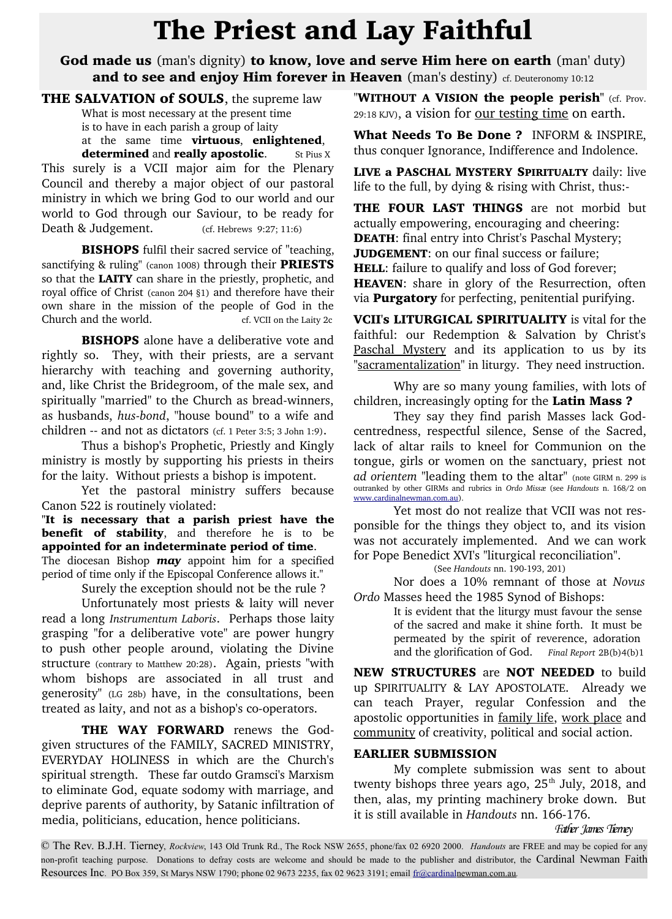# The Priest and Lay Faithful

**God made us** (man's dignity) **to know, love and serve Him here on earth** (man' duty) **and to see and enjoy Him forever in Heaven** (man's destiny) cf. Deuteronomy 10:12

**THE SALVATION of SOULS**, the supreme law

> What is most necessary at the present time is to have in each parish a group of laity at the same time **virtuous**, **enlightened**, **determined** and **really apostolic**. St Pius X

This surely is a VCII major aim for the Plenary Council and thereby a major object of our pastoral ministry in which we bring God to our world and our world to God through our Saviour, to be ready for Death & Judgement. (cf. Hebrews 9:27; 11:6)

**BISHOPS** fulfil their sacred service of "teaching, sanctifying & ruling" (canon 1008) through their **PRIESTS** so that the **LAITY** can share in the priestly, prophetic, and royal office of Christ (canon 204 §1) and therefore have their own share in the mission of the people of God in the Church and the world. cf. VCII on the Laity 2c

**BISHOPS** alone have a deliberative vote and rightly so. They, with their priests, are a servant hierarchy with teaching and governing authority, and, like Christ the Bridegroom, of the male sex, and spiritually "married" to the Church as bread-winners, as husbands, *hus-bond*, "house bound" to a wife and children -- and not as dictators (cf. 1 Peter 3:5; 3 John 1:9).

Thus a bishop's Prophetic, Priestly and Kingly ministry is mostly by supporting his priests in theirs for the laity. Without priests a bishop is impotent.

Yet the pastoral ministry suffers because Canon 522 is routinely violated:

"**It is necessary that a parish priest have the benefit of stability**, and therefore he is to be **appointed for an indeterminate period of time**. The diocesan Bishop ***may*** appoint him for a specified period of time only if the Episcopal Conference allows it."

Surely the exception should not be the rule ?

Unfortunately most priests & laity will never read a long *Instrumentum Laboris*. Perhaps those laity grasping "for a deliberative vote" are power hungry to push other people around, violating the Divine structure (contrary to Matthew 20:28). Again, priests "with whom bishops are associated in all trust and generosity" (LG 28b) have, in the consultations, been treated as laity, and not as a bishop's co-operators.

**THE WAY FORWARD** renews the God-given structures of the FAMILY, SACRED MINISTRY, EVERYDAY HOLINESS in which are the Church's spiritual strength. These far outdo Gramsci's Marxism to eliminate God, equate sodomy with marriage, and deprive parents of authority, by Satanic infiltration of media, politicians, education, hence politicians.

"**WITHOUT A VISION the people perish**" (cf. Prov. 29:18 KJV), a vision for <u>our testing time</u> on earth.

**What Needs To Be Done ?** INFORM & INSPIRE, thus conquer Ignorance, Indifference and Indolence.

**LIVE a PASCHAL MYSTERY SPIRITUALTY** daily: live life to the full, by dying & rising with Christ, thus:-

**THE FOUR LAST THINGS** are not morbid but actually empowering, encouraging and cheering:
**DEATH**: final entry into Christ's Paschal Mystery;
**JUDGEMENT**: on our final success or failure;
**HELL**: failure to qualify and loss of God forever;
**HEAVEN**: share in glory of the Resurrection, often via **Purgatory** for perfecting, penitential purifying.

**VCII's LITURGICAL SPIRITUALITY** is vital for the faithful: our Redemption & Salvation by Christ's <u>Paschal Mystery</u> and its application to us by its "<u>sacramentalization</u>" in liturgy. They need instruction.

Why are so many young families, with lots of children, increasingly opting for the **Latin Mass ?**

They say they find parish Masses lack God-centredness, respectful silence, Sense of the Sacred, lack of altar rails to kneel for Communion on the tongue, girls or women on the sanctuary, priest not *ad orientem* "leading them to the altar" (note GIRM n. 299 is outranked by other GIRMs and rubrics in *Ordo Missæ* (see *Handouts* n. 168/2 on www.cardinalnewman.com.au).

Yet most do not realize that VCII was not responsible for the things they object to, and its vision was not accurately implemented. And we can work for Pope Benedict XVI's "liturgical reconciliation". (See *Handouts* nn. 190-193, 201)

Nor does a 10% remnant of those at *Novus Ordo* Masses heed the 1985 Synod of Bishops:

> It is evident that the liturgy must favour the sense of the sacred and make it shine forth. It must be permeated by the spirit of reverence, adoration and the glorification of God. *Final Report* 2B(b)4(b)1

**NEW STRUCTURES** are **NOT NEEDED** to build up SPIRITUALITY & LAY APOSTOLATE. Already we can teach Prayer, regular Confession and the apostolic opportunities in <u>family life</u>, <u>work place</u> and <u>community</u> of creativity, political and social action.

**EARLIER SUBMISSION**

My complete submission was sent to about twenty bishops three years ago, 25th July, 2018, and then, alas, my printing machinery broke down. But it is still available in *Handouts* nn. 166-176.

*Father James Tierney*

© The Rev. B.J.H. Tierney, *Rockview*, 143 Old Trunk Rd., The Rock NSW 2655, phone/fax 02 6920 2000. *Handouts* are FREE and may be copied for any non-profit teaching purpose. Donations to defray costs are welcome and should be made to the publisher and distributor, the Cardinal Newman Faith Resources Inc. PO Box 359, St Marys NSW 1790; phone 02 9673 2235, fax 02 9623 3191; email fr@cardinalnewman.com.au.